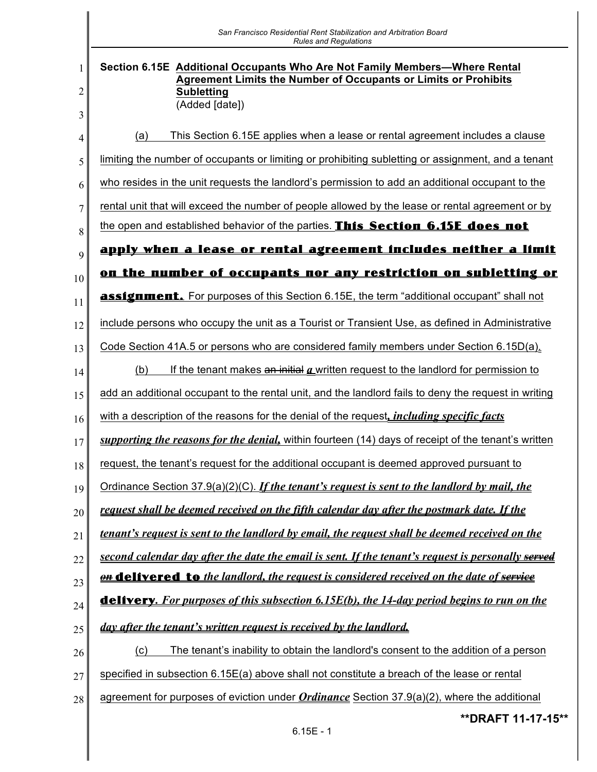**Section 6.15E Additional Occupants Who Are Not Family Members—Where Rental Agreement Limits the Number of Occupants or Limits or Prohibits Subletting**
(Added [date])

(a) This Section 6.15E applies when a lease or rental agreement includes a clause limiting the number of occupants or limiting or prohibiting subletting or assignment, and a tenant who resides in the unit requests the landlord's permission to add an additional occupant to the rental unit that will exceed the number of people allowed by the lease or rental agreement or by the open and established behavior of the parties. **This Section 6.15E does not apply when a lease or rental agreement includes neither a limit on the number of occupants nor any restriction on subletting or assignment.** For purposes of this Section 6.15E, the term "additional occupant" shall not include persons who occupy the unit as a Tourist or Transient Use, as defined in Administrative Code Section 41A.5 or persons who are considered family members under Section 6.15D(a).

(b) If the tenant makes ~~an initial~~ ***a*** written request to the landlord for permission to add an additional occupant to the rental unit, and the landlord fails to deny the request in writing with a description of the reasons for the denial of the request***, including specific facts supporting the reasons for the denial,*** within fourteen (14) days of receipt of the tenant's written request, the tenant's request for the additional occupant is deemed approved pursuant to Ordinance Section 37.9(a)(2)(C). ***If the tenant's request is sent to the landlord by mail, the request shall be deemed received on the fifth calendar day after the postmark date. If the tenant's request is sent to the landlord by email, the request shall be deemed received on the second calendar day after the date the email is sent. If the tenant's request is personally ~~served on~~*** **delivered to** ***the landlord, the request is considered received on the date of ~~service~~*** **delivery*****. For purposes of this subsection 6.15E(b), the 14-day period begins to run on the day after the tenant's written request is received by the landlord.***

(c) The tenant's inability to obtain the landlord's consent to the addition of a person specified in subsection 6.15E(a) above shall not constitute a breach of the lease or rental agreement for purposes of eviction under ***Ordinance*** Section 37.9(a)(2), where the additional

**\*\*DRAFT 11-17-15\*\***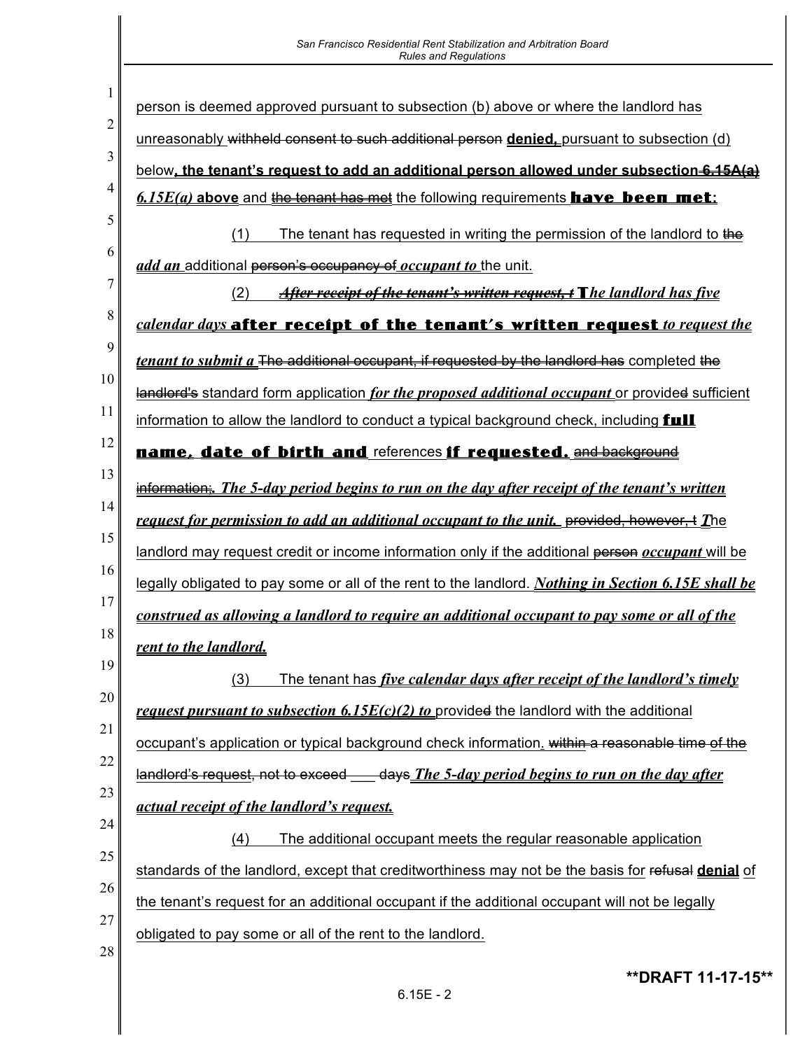person is deemed approved pursuant to subsection (b) above or where the landlord has unreasonably ~~withheld consent to such additional person~~ **denied,** pursuant to subsection (d) below**, the tenant's request to add an additional person allowed under subsection ~~6.15A(a)~~** ***6.15E(a)*** **above** and ~~the tenant has met~~ the following requirements **have been met:**

(1) The tenant has requested in writing the permission of the landlord to ~~the~~ ***add an*** additional ~~person's occupancy of~~ ***occupant to*** the unit.

(2) ~~*After receipt of the tenant's written request, t*~~ **T*he landlord has five calendar days*** **after receipt of the tenant's written request** ***to request the tenant to submit a*** ~~The additional occupant, if requested by the landlord has~~ completed ~~the landlord's~~ standard form application ***for the proposed additional occupant*** or provide~~d~~ sufficient information to allow the landlord to conduct a typical background check, including **full name, date of birth and** references **if requested.** ~~and background information;~~**.** ***The 5-day period begins to run on the day after receipt of the tenant's written request for permission to add an additional occupant to the unit.*** ~~provided, however, t~~ ***T***he landlord may request credit or income information only if the additional ~~person~~ ***occupant*** will be legally obligated to pay some or all of the rent to the landlord. ***Nothing in Section 6.15E shall be construed as allowing a landlord to require an additional occupant to pay some or all of the rent to the landlord.***

(3) The tenant has ***five calendar days after receipt of the landlord's timely request pursuant to subsection 6.15E(c)(2) to*** provide~~d~~ the landlord with the additional occupant's application or typical background check information. ~~within a reasonable time of the landlord's request, not to exceed \_\_\_ days~~ ***The 5-day period begins to run on the day after actual receipt of the landlord's request.***

(4) The additional occupant meets the regular reasonable application standards of the landlord, except that creditworthiness may not be the basis for ~~refusal~~ **denial** of the tenant's request for an additional occupant if the additional occupant will not be legally obligated to pay some or all of the rent to the landlord.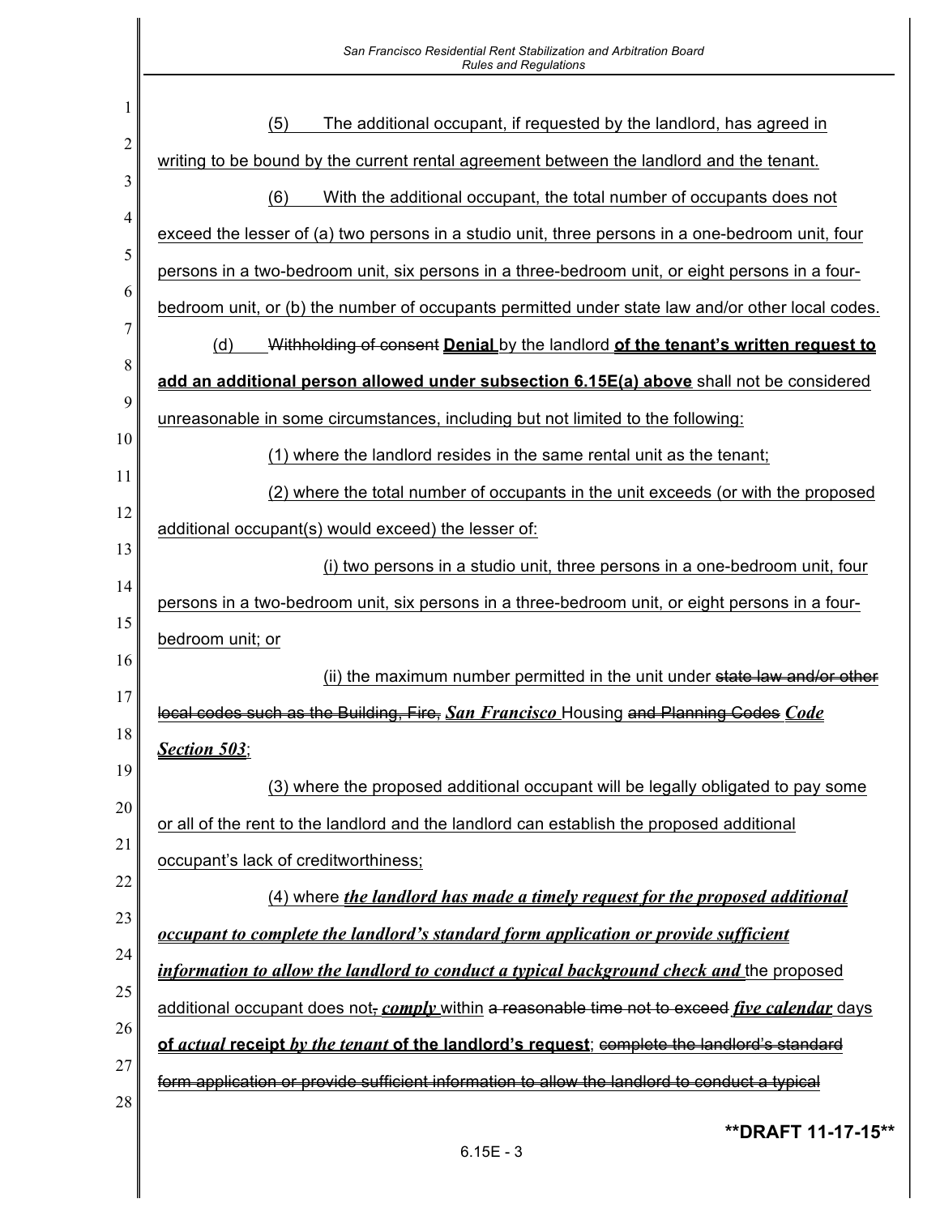(5) The additional occupant, if requested by the landlord, has agreed in writing to be bound by the current rental agreement between the landlord and the tenant.

(6) With the additional occupant, the total number of occupants does not exceed the lesser of (a) two persons in a studio unit, three persons in a one-bedroom unit, four persons in a two-bedroom unit, six persons in a three-bedroom unit, or eight persons in a four-bedroom unit, or (b) the number of occupants permitted under state law and/or other local codes.

(d) ~~Withholding of consent~~ **Denial** by the landlord **of the tenant's written request to add an additional person allowed under subsection 6.15E(a) above** shall not be considered unreasonable in some circumstances, including but not limited to the following:

(1) where the landlord resides in the same rental unit as the tenant;

(2) where the total number of occupants in the unit exceeds (or with the proposed additional occupant(s) would exceed) the lesser of:

(i) two persons in a studio unit, three persons in a one-bedroom unit, four persons in a two-bedroom unit, six persons in a three-bedroom unit, or eight persons in a four-bedroom unit; or

(ii) the maximum number permitted in the unit under ~~state law and/or other local codes such as the Building, Fire,~~ ***San Francisco*** Housing ~~and Planning Codes~~ ***Code Section 503***;

(3) where the proposed additional occupant will be legally obligated to pay some or all of the rent to the landlord and the landlord can establish the proposed additional occupant's lack of creditworthiness;

(4) where ***the landlord has made a timely request for the proposed additional occupant to complete the landlord's standard form application or provide sufficient information to allow the landlord to conduct a typical background check and*** the proposed additional occupant does not~~,~~ ***comply*** within ~~a reasonable time not to exceed~~ ***five calendar*** days **of *actual* receipt *by the tenant* of the landlord's request**; ~~complete the landlord's standard form application or provide sufficient information to allow the landlord to conduct a typical~~

**DRAFT 11-17-15**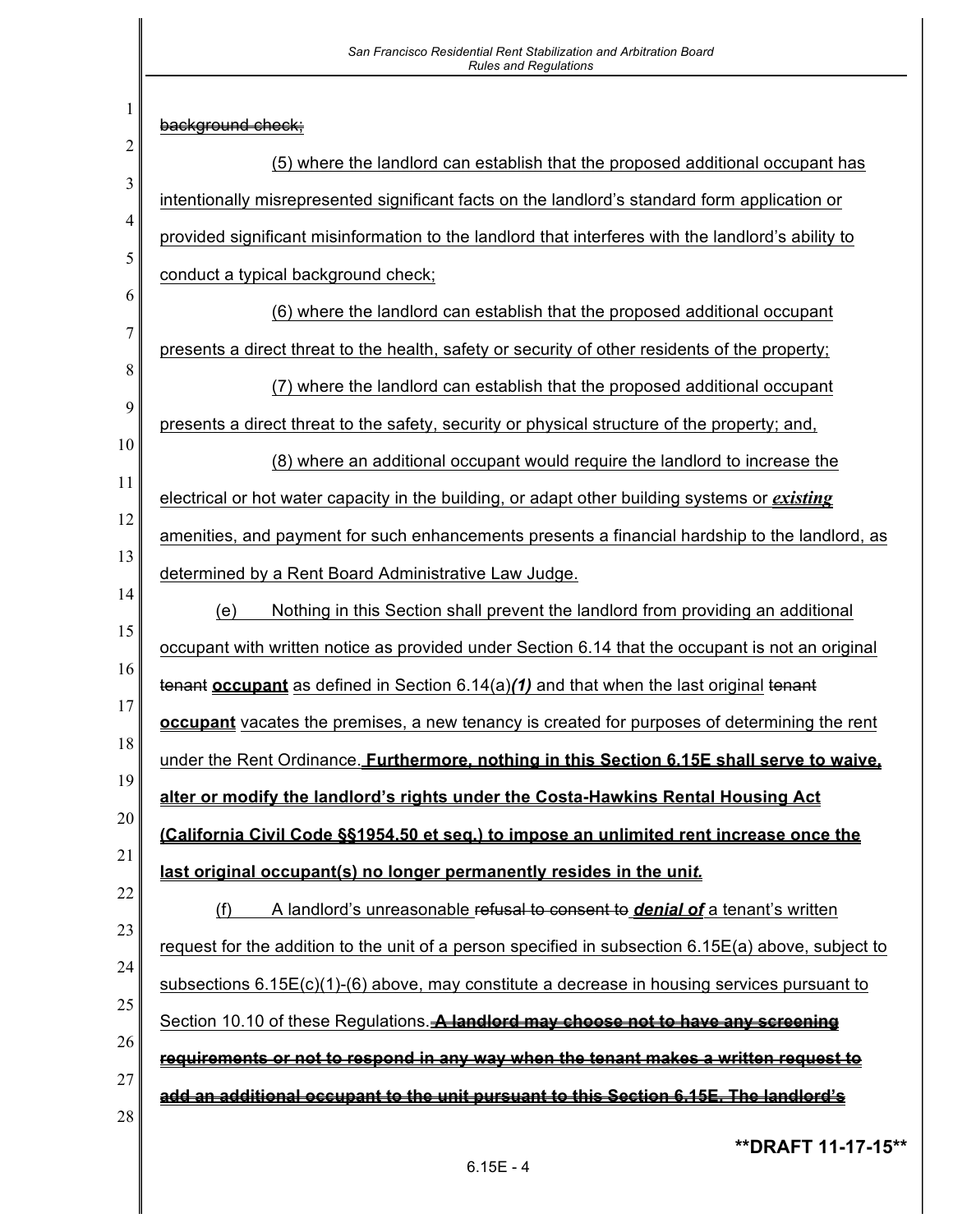~~background check;~~

(5) where the landlord can establish that the proposed additional occupant has intentionally misrepresented significant facts on the landlord's standard form application or provided significant misinformation to the landlord that interferes with the landlord's ability to conduct a typical background check;

(6) where the landlord can establish that the proposed additional occupant presents a direct threat to the health, safety or security of other residents of the property;

(7) where the landlord can establish that the proposed additional occupant presents a direct threat to the safety, security or physical structure of the property; and,

(8) where an additional occupant would require the landlord to increase the electrical or hot water capacity in the building, or adapt other building systems or ***existing*** amenities, and payment for such enhancements presents a financial hardship to the landlord, as determined by a Rent Board Administrative Law Judge.

(e) Nothing in this Section shall prevent the landlord from providing an additional occupant with written notice as provided under Section 6.14 that the occupant is not an original ~~tenant~~ **occupant** as defined in Section 6.14(a)***(1)*** and that when the last original ~~tenant~~ **occupant** vacates the premises, a new tenancy is created for purposes of determining the rent under the Rent Ordinance. **Furthermore, nothing in this Section 6.15E shall serve to waive, alter or modify the landlord's rights under the Costa-Hawkins Rental Housing Act (California Civil Code §§1954.50 et seq.) to impose an unlimited rent increase once the last original occupant(s) no longer permanently resides in the uni*t.***

(f) A landlord's unreasonable ~~refusal to consent to~~ ***denial of*** a tenant's written request for the addition to the unit of a person specified in subsection 6.15E(a) above, subject to subsections 6.15E(c)(1)-(6) above, may constitute a decrease in housing services pursuant to Section 10.10 of these Regulations. ~~**A landlord may choose not to have any screening requirements or not to respond in any way when the tenant makes a written request to add an additional occupant to the unit pursuant to this Section 6.15E. The landlord's**~~

**DRAFT 11-17-15**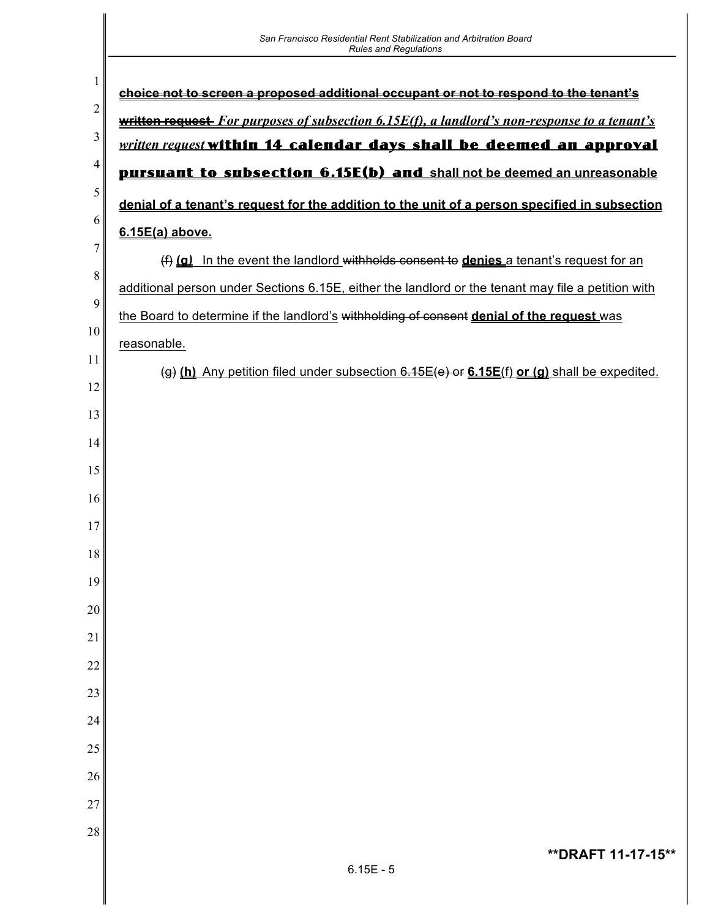~~**choice not to screen a proposed additional occupant or not to respond to the tenant's written request**~~ *For purposes of subsection 6.15E(f), a landlord's non-response to a tenant's written request* **within 14 calendar days shall be deemed an approval pursuant to subsection 6.15E(b) and** **shall not be deemed an unreasonable denial of a tenant's request for the addition to the unit of a person specified in subsection 6.15E(a) above.**

~~(f)~~ **(g)** In the event the landlord ~~withholds consent to~~ **denies** a tenant's request for an additional person under Sections 6.15E, either the landlord or the tenant may file a petition with the Board to determine if the landlord's ~~withholding of consent~~ **denial of the request** was reasonable.

~~(g)~~ **(h)** Any petition filed under subsection ~~6.15E(e) or~~ **6.15E**(f) **or (g)** shall be expedited.

**DRAFT 11-17-15**